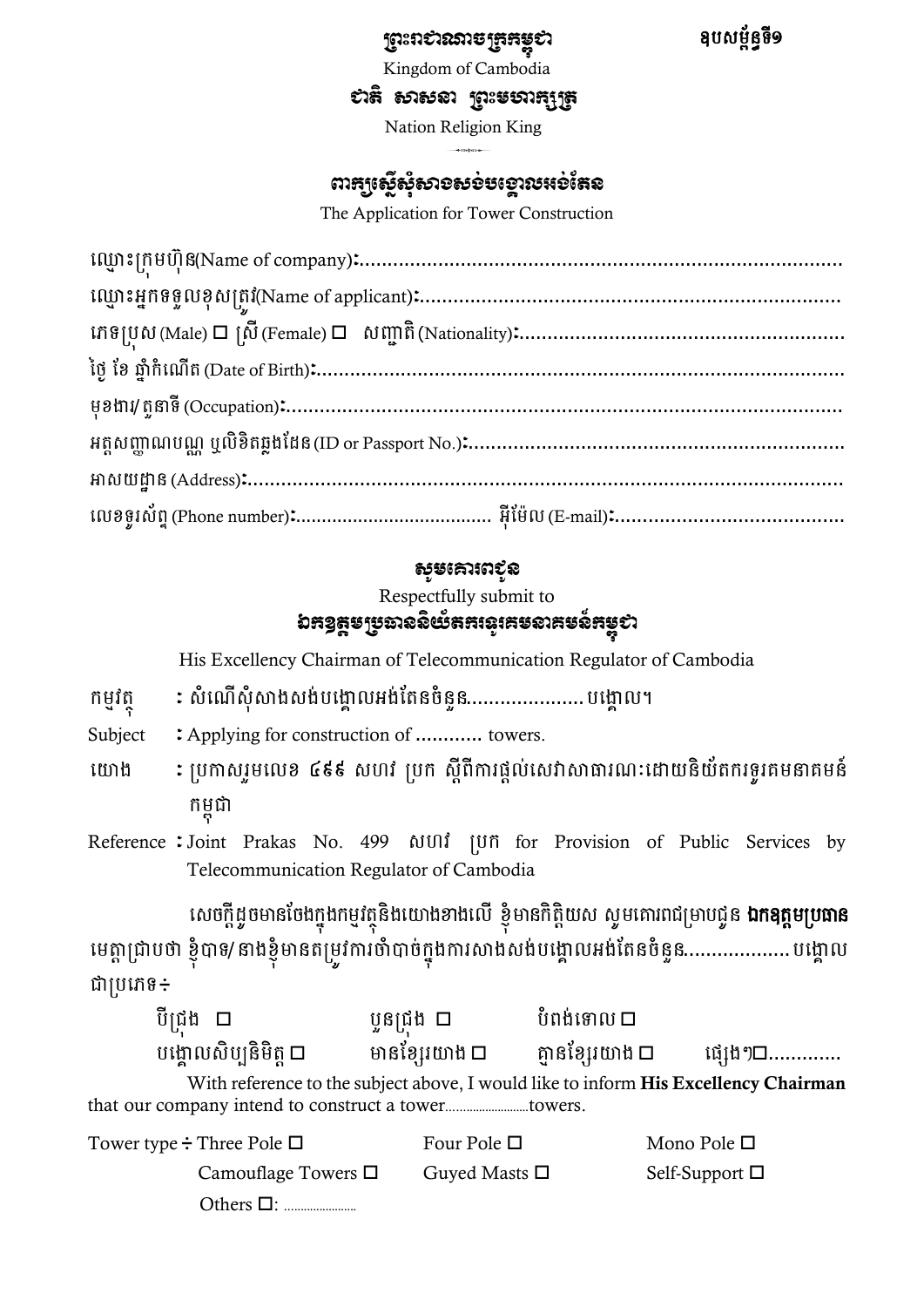**ព្រះរាជាណាចក្រកម្ពុជា** **ឧបសម្ព័ន្ធទី១**

Kingdom of Cambodia

**ជាតិ សាសនា ព្រះមហាក្សត្រ**

Nation Religion King

## ពាក្យស្នើសុំសាងសង់បង្គោលអង់តែន

The Application for Tower Construction

ឈ្មោះក្រុមហ៊ុន(Name of company):....................................................................................

ឈ្មោះអ្នកទទួលខុសត្រូវ(Name of applicant):.........................................................................

ភេទប្រុស (Male) ☐ ស្រី (Female) ☐ សញ្ជាតិ (Nationality):.........................................................

ថ្ងៃ ខែ ឆ្នាំកំណើត (Date of Birth):..............................................................................................

មុខងារ/ តួនាទី (Occupation):...................................................................................................

អត្តសញ្ញាណបណ្ណ ឬលិខិតឆ្លងដែន (ID or Passport No.):...................................................................

អាសយដ្ឋាន (Address):.........................................................................................................

លេខទូរស័ព្ទ (Phone number):.................................... អ៊ីម៉ែល (E-mail):........................................

**សូមគោរពជូន**

Respectfully submit to

**ឯកឧត្តមប្រធាននិយ័តករទូរគមនាគមន៍កម្ពុជា**

His Excellency Chairman of Telecommunication Regulator of Cambodia

កម្មវត្ថុ : សំណើសុំសាងសង់បង្គោលអង់តែនចំនួន....................បង្គោល។

Subject : Applying for construction of ............ towers.

យោង : ប្រកាសរួមលេខ ៤៩៩ សហវ ប្រក ស្តីពីការផ្តល់សេវាសាធារណៈដោយនិយ័តករទូរគមនាគមន៍កម្ពុជា

Reference : Joint Prakas No. 499 សហវ ប្រក for Provision of Public Services by Telecommunication Regulator of Cambodia

សេចក្តីដូចមានចែងក្នុងកម្មវត្ថុនិងយោងខាងលើ ខ្ញុំមានកិត្តិយស សូមគោរពជម្រាបជូន **ឯកឧត្តមប្រធាន** មេត្តាជ្រាបថា ខ្ញុំបាទ/ នាងខ្ញុំមានតម្រូវការចាំបាច់ក្នុងការសាងសង់បង្គោលអង់តែនចំនួន..................បង្គោល ជាប្រភេទ÷

បីជ្រុង ☐ បួនជ្រុង ☐ បំពង់ទោល ☐
បង្គោលសិប្បនិមិត្ត ☐ មានខ្សែរយោង ☐ គ្មានខ្សែរយោង ☐ ផ្សេងៗ☐............

With reference to the subject above, I would like to inform **His Excellency Chairman** that our company intend to construct a tower..........................towers.

Tower type ÷ Three Pole ☐ Four Pole ☐ Mono Pole ☐
Camouflage Towers ☐ Guyed Masts ☐ Self-Support ☐
Others ☐: .......................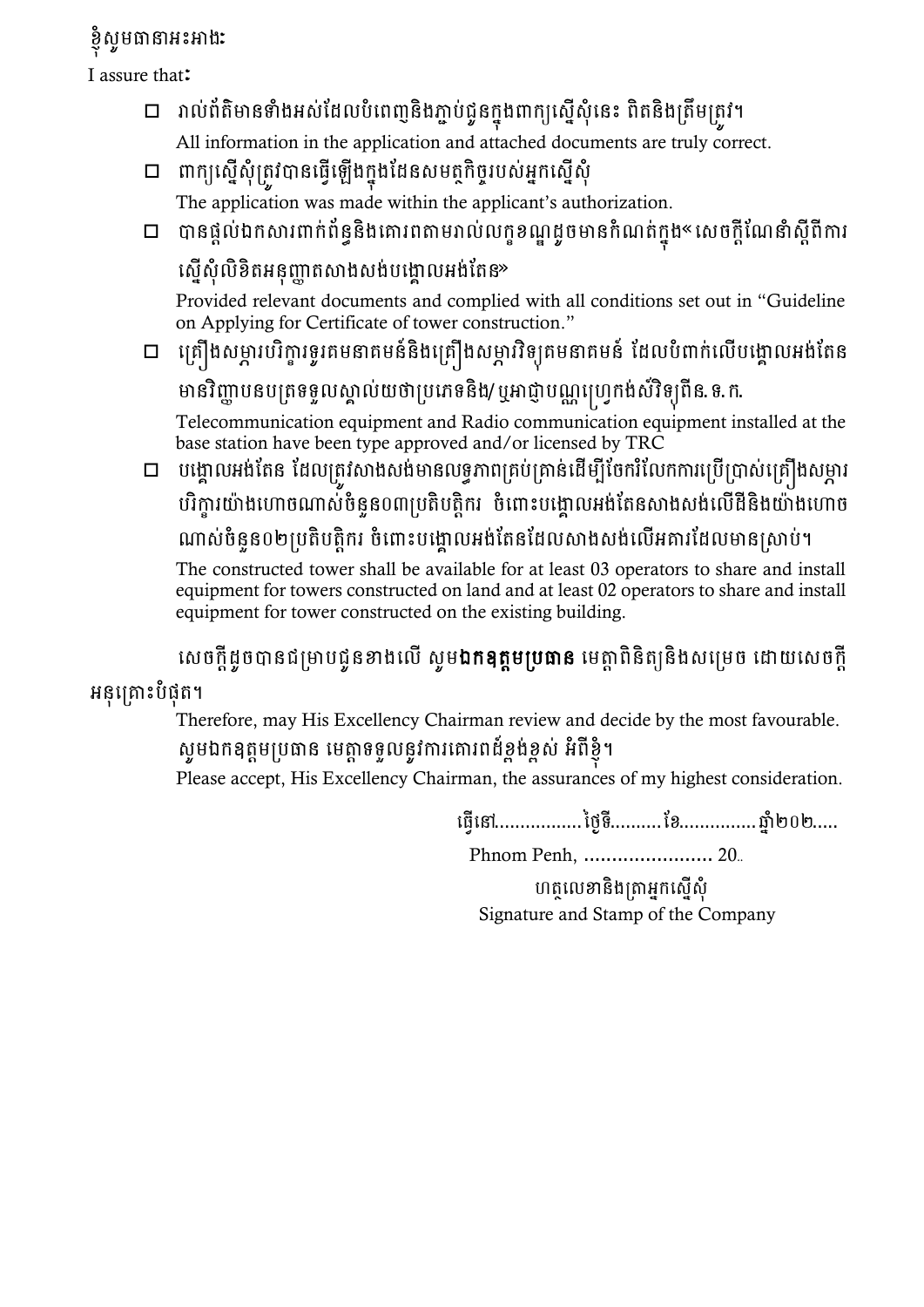ខ្ញុំសូមធានាអះអាងៈ

I assure that:

- ☐ រាល់ព័ត៌មានទាំងអស់ដែលបំពេញនិងភ្ជាប់ជូនក្នុងពាក្យស្នើសុំនេះ ពិតនិងត្រឹមត្រូវ។
  All information in the application and attached documents are truly correct.
- ☐ ពាក្យស្នើសុំត្រូវបានធ្វើឡើងក្នុងដែនសមត្ថកិច្ចរបស់អ្នកស្នើសុំ
  The application was made within the applicant's authorization.
- ☐ បានផ្តល់ឯកសារពាក់ព័ន្ធនិងគោរពតាមរាល់លក្ខខណ្ឌដូចមានកំណត់ក្នុង« សេចក្តីណែនាំស្តីពីការស្នើសុំលិខិតអនុញ្ញាតសាងសង់បង្គោលអង់តែន»
  Provided relevant documents and complied with all conditions set out in "Guideline on Applying for Certificate of tower construction."
- ☐ គ្រឿងសម្ភារបរិក្ខារទូរគមនាគមន៍និងគ្រឿងសម្ភារវិទ្យុគមនាគមន៍ ដែលបំពាក់លើបង្គោលអង់តែនមានវិញ្ញាបនបត្រទទួលស្គាល់យថាប្រភេទនិង/ឬអាជ្ញាបណ្ណប្រេកង់វិទ្យុពី ន.ទ.ក.
  Telecommunication equipment and Radio communication equipment installed at the base station have been type approved and/or licensed by TRC
- ☐ បង្គោលអង់តែន ដែលត្រូវសាងសង់មានលទ្ធភាពគ្រប់គ្រាន់ដើម្បីចែករំលែកការប្រើប្រាស់គ្រឿងសម្ភារបរិក្ខារយ៉ាងហោចណាស់ចំនួន០៣ប្រតិបត្តិករ ចំពោះបង្គោលអង់តែនសាងសង់លើដីនិងយ៉ាងហោចណាស់ចំនួន០២ប្រតិបត្តិករ ចំពោះបង្គោលអង់តែនដែលសាងសង់លើអគារដែលមានស្រាប់។
  The constructed tower shall be available for at least 03 operators to share and install equipment for towers constructed on land and at least 02 operators to share and install equipment for tower constructed on the existing building.

សេចក្តីដូចបានជម្រាបជូនខាងលើ សូម**ឯកឧត្តមប្រធាន** មេត្តាពិនិត្យនិងសម្រេច ដោយសេចក្តីអនុគ្រោះបំផុត។

Therefore, may His Excellency Chairman review and decide by the most favourable.

សូមឯកឧត្តមប្រធាន មេត្តាទទួលនូវការគោរពដ៏ខ្ពង់ខ្ពស់ អំពីខ្ញុំ។

Please accept, His Excellency Chairman, the assurances of my highest consideration.

ធ្វើនៅ.................ថ្ងៃទី..........ខែ...............ឆ្នាំ២០២.....

Phnom Penh, ....................... 20..

ហត្ថលេខានិងត្រាអ្នកស្នើសុំ

Signature and Stamp of the Company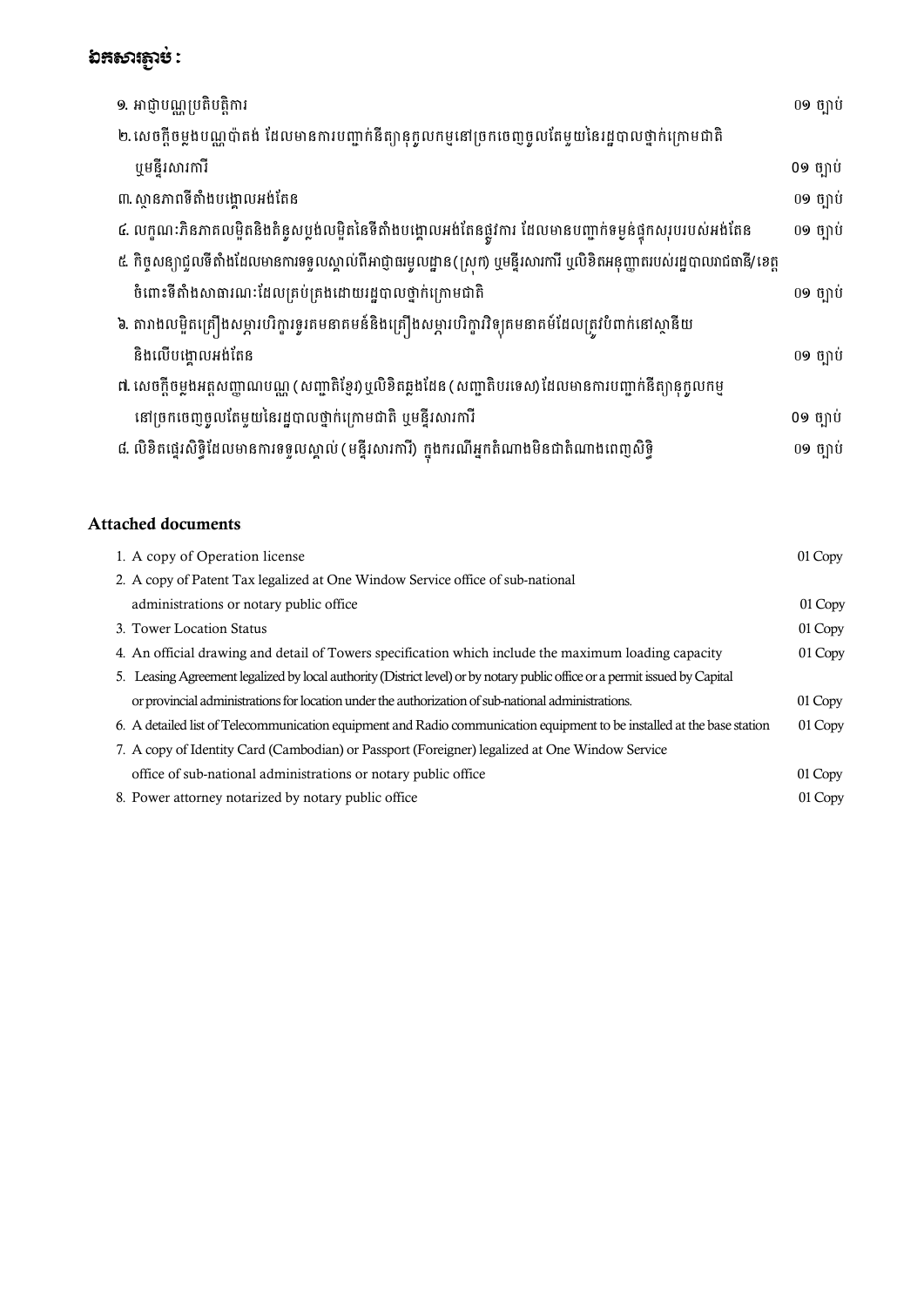## ឯកសារភ្ជាប់ :

| | |
|---|---|
| ១. អាជ្ញាបណ្ណប្រតិបត្តិការ | ០១ ច្បាប់ |
| ២. សេចក្តីចម្លងបណ្ណប៉ាតង់ ដែលមានការបញ្ជាក់នីត្យានុកូលកម្មនៅច្រកចេញចូលតែមួយនៃរដ្ឋបាលថ្នាក់ក្រោមជាតិ ឬមន្ទីរសារការី | ០១ ច្បាប់ |
| ៣. ស្ថានភាពទីតាំងបង្គោលអង់តែន | ០១ ច្បាប់ |
| ៤. លក្ខណៈភិនភាគលម្អិតនិងគំនូសប្លង់លម្អិតនៃទីតាំងបង្គោលអង់តែនផ្លូវការ ដែលមានបញ្ជាក់ទម្ងន់ផ្ទុកសរុបរបស់អង់តែន | ០១ ច្បាប់ |
| ៥. កិច្ចសន្យាជួលទីតាំងដែលមានការទទួលស្គាល់ពីអាជ្ញាធរមូលដ្ឋាន (ស្រុក) ឬមន្ទីរសារការី ឬលិខិតអនុញ្ញាតរបស់រដ្ឋបាលរាជធានី/ខេត្ត ចំពោះទីតាំងសាធារណៈដែលគ្រប់គ្រងដោយរដ្ឋបាលថ្នាក់ក្រោមជាតិ | ០១ ច្បាប់ |
| ៦. តារាងលម្អិតគ្រឿងសម្ភារបរិក្ខារទូរគមនាគមន៍និងគ្រឿងសម្ភារបរិក្ខារវិទ្យុគមនាគមន៍ដែលត្រូវបំពាក់នៅស្ថានីយ និងលើបង្គោលអង់តែន | ០១ ច្បាប់ |
| ៧. សេចក្តីចម្លងអត្តសញ្ញាណបណ្ណ (សញ្ជាតិខ្មែរ) ឬលិខិតឆ្លងដែន (សញ្ជាតិបរទេស) ដែលមានការបញ្ជាក់នីត្យានុកូលកម្ម នៅច្រកចេញចូលតែមួយនៃរដ្ឋបាលថ្នាក់ក្រោមជាតិ ឬមន្ទីរសារការី | ០១ ច្បាប់ |
| ៨. លិខិតផ្ទេរសិទ្ធិដែលមានការទទួលស្គាល់ (មន្ទីរសារការី) ក្នុងករណីអ្នកតំណាងមិនជាតំណាងពេញសិទ្ធិ | ០១ ច្បាប់ |

## Attached documents

| | |
|---|---|
| 1. A copy of Operation license | 01 Copy |
| 2. A copy of Patent Tax legalized at One Window Service office of sub-national administrations or notary public office | 01 Copy |
| 3. Tower Location Status | 01 Copy |
| 4. An official drawing and detail of Towers specification which include the maximum loading capacity | 01 Copy |
| 5. Leasing Agreement legalized by local authority (District level) or by notary public office or a permit issued by Capital or provincial administrations for location under the authorization of sub-national administrations. | 01 Copy |
| 6. A detailed list of Telecommunication equipment and Radio communication equipment to be installed at the base station | 01 Copy |
| 7. A copy of Identity Card (Cambodian) or Passport (Foreigner) legalized at One Window Service office of sub-national administrations or notary public office | 01 Copy |
| 8. Power attorney notarized by notary public office | 01 Copy |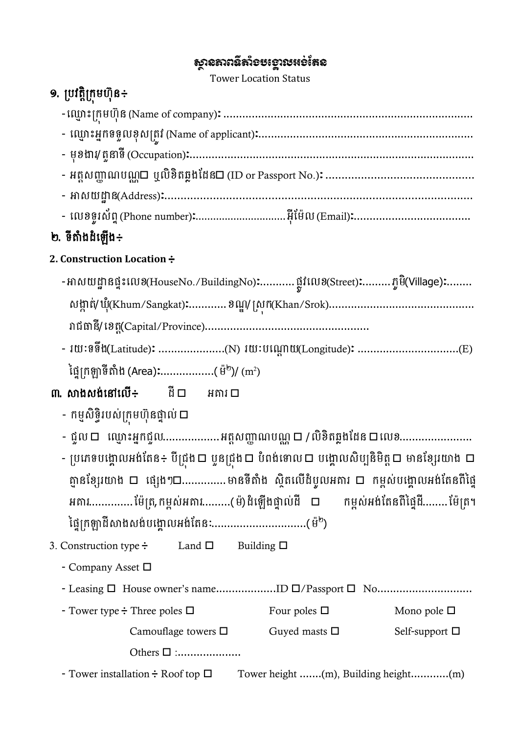# ស្ថានភាពទីតាំងបង្គោលអង់តែន

Tower Location Status

## ១. ប្រវត្តិក្រុមហ៊ុន÷

- ឈ្មោះក្រុមហ៊ុន (Name of company)៖ .............................................................................
- ឈ្មោះអ្នកទទួលខុសត្រូវ (Name of applicant)៖...................................................................
- មុខងារ/ តួនាទី (Occupation)៖.........................................................................................
- អត្តសញ្ញាណបណ្ណ☐ ឬលិខិតឆ្លងដែន☐ (ID or Passport No.)៖ .............................................
- អាសយដ្ឋាន(Address)៖.................................................................................................
- លេខទូរស័ព្ទ (Phone number)៖..............................អ៊ីម៉ែល (Email)៖...................................

## ២. ទីតាំងដំឡើង÷

**2. Construction Location ÷**

- អាសយដ្ឋានផ្ទះលេខ(HouseNo./BuildingNo)៖...........ផ្លូវលេខ(Street)៖.........ភូមិ(Village)៖........ សង្កាត់/ ឃុំ(Khum/Sangkat)៖............ខណ្ឌ/ ស្រុក(Khan/Srok)............................................ រាជធានី/ ខេត្ត(Capital/Province)...................................................
- រយៈទទឹង(Latitude)៖ ....................(N) រយៈបណ្តោយ(Longitude)៖ ................................(E) ផ្ទៃក្រឡាទីតាំង (Area)៖................(ម៉ែ២)/ ($m^2$)

## ៣. សាងសង់នៅលើ÷ ដី ☐ អគារ ☐

- កម្មសិទ្ធិរបស់ក្រុមហ៊ុនផ្ទាល់ ☐
- ជួល ☐ ឈ្មោះអ្នកជួល..................អត្តសញ្ញាណបណ្ណ ☐ / លិខិតឆ្លងដែន ☐ លេខ......................
- ប្រភេទបង្គោលអង់តែន÷ បីជ្រុង ☐ បួនជ្រុង ☐ បំពង់ទោល ☐ បង្គោលសិប្បនិមិត្ត ☐ មានខ្សែរយាង ☐ គ្មានខ្សែរយាង ☐ ផ្សេងៗ☐.............មានទីតាំង ស្ថិតលើដំបូលអគារ ☐ កម្ពស់បង្គោលអង់តែនពីផ្ទៃអគារ.............ម៉ែត្រ,កម្ពស់អគារ.........(ម៉ែ)ដំឡើងផ្ទាល់ដី ☐ កម្ពស់អង់តែនពីផ្ទៃដី........ម៉ែត្រ។ ផ្ទៃក្រឡាដីសាងសង់បង្គោលអង់តែន:.............................(ម៉ែ២)

3. Construction type ÷ Land ☐ Building ☐

- Company Asset ☐
- Leasing ☐ House owner's name..................ID ☐/Passport ☐ No.............................
- Tower type ÷ Three poles ☐ Four poles ☐ Mono pole ☐ Camouflage towers ☐ Guyed masts ☐ Self-support ☐ Others ☐ :....................
- Tower installation ÷ Roof top ☐ Tower height .......(m), Building height............(m)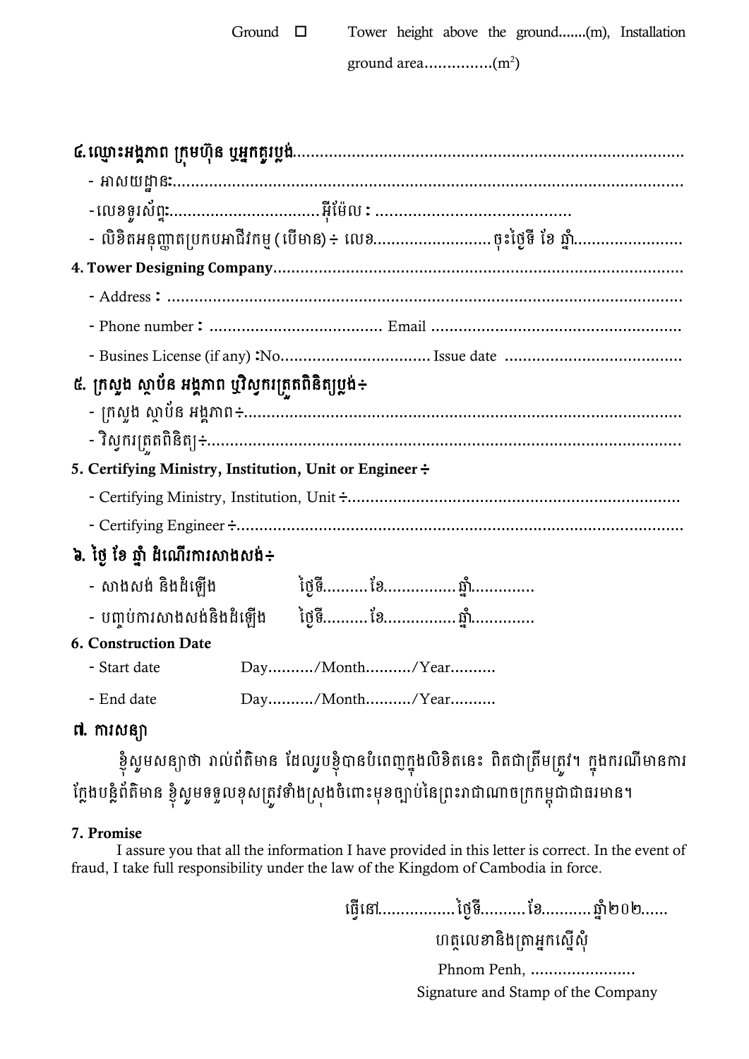Ground ☐ Tower height above the ground.......(m), Installation ground area...............($m^2$)

**៤. ឈ្មោះអង្គភាព ក្រុមហ៊ុន ឬអ្នកគូរប្លង់**...................................................................................

- អាសយដ្ឋានៈ...............................................................................................................
- លេខទូរស័ព្ទៈ................................អ៊ីម៉ែល : .........................................
- លិខិតអនុញ្ញាតប្រកបអាជីវកម្ម (បើមាន) ÷ លេខ.........................ចុះថ្ងៃទី ខែ ឆ្នាំ........................

**4. Tower Designing Company**.........................................................................................

- Address : ...................................................................................................................
- Phone number : ..................................... Email .......................................................
- Busines License (if any) :No................................ Issue date .......................................

**៥. ក្រសួង ស្ថាប័ន អង្គភាព ឬវិស្វករត្រួតពិនិត្យប្លង់÷**

- ក្រសួង ស្ថាប័ន អង្គភាព÷...............................................................................................
- វិស្វករត្រួតពិនិត្យ÷.........................................................................................................

**5. Certifying Ministry, Institution, Unit or Engineer ÷**

- Certifying Ministry, Institution, Unit ÷.........................................................................
- Certifying Engineer ÷..................................................................................................

**៦. ថ្ងៃ ខែ ឆ្នាំ ដំណើរការសាងសង់÷**

- សាងសង់ និងដំឡើង ថ្ងៃទី..........ខែ................ឆ្នាំ.............
- បញ្ចប់ការសាងសង់និងដំឡើង ថ្ងៃទី..........ខែ................ឆ្នាំ.............

**6. Construction Date**

- Start date Day........../Month........../Year..........
- End date Day........../Month........../Year..........

**៧. ការសន្យា**

ខ្ញុំសូមសន្យាថា រាល់ព័ត៌មាន ដែលរូបខ្ញុំបានបំពេញក្នុងលិខិតនេះ ពិតជាត្រឹមត្រូវ។ ក្នុងករណីមានការក្លែងបន្លំព័ត៌មាន ខ្ញុំសូមទទួលខុសត្រូវទាំងស្រុងចំពោះមុខច្បាប់នៃព្រះរាជាណាចក្រកម្ពុជាជាធរមាន។

**7. Promise**

I assure you that all the information I have provided in this letter is correct. In the event of fraud, I take full responsibility under the law of the Kingdom of Cambodia in force.

ធ្វើនៅ.................ថ្ងៃទី..........ខែ...........ឆ្នាំ២០២......

ហត្ថលេខានិងត្រាអ្នកស្នើសុំ

Phnom Penh, .......................

Signature and Stamp of the Company